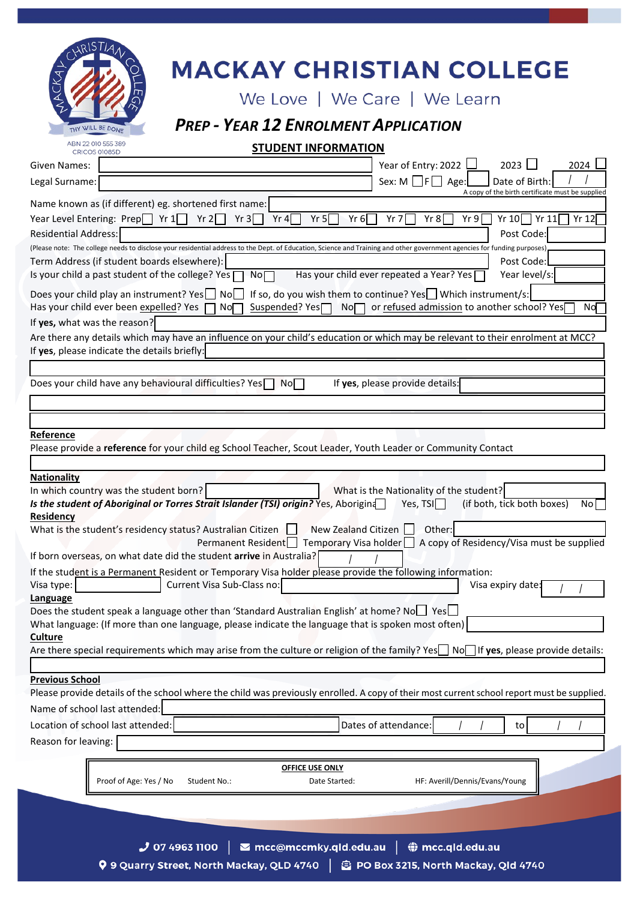ABN 22 010 555 389
CRICOS 01085D

# MACKAY CHRISTIAN COLLEGE

We Love | We Care | We Learn

## *PREP - YEAR 12 ENROLMENT APPLICATION*

### STUDENT INFORMATION

Given Names: ______ Year of Entry: 2022 ☐ 2023 ☐ 2024 ☐

Legal Surname: ______ Sex: M ☐ F ☐ Age: ____ Date of Birth: / /

A copy of the birth certificate must be supplied

Name known as (if different) eg. shortened first name: ______

Year Level Entering: Prep ☐ Yr 1 ☐ Yr 2 ☐ Yr 3 ☐ Yr 4 ☐ Yr 5 ☐ Yr 6 ☐ Yr 7 ☐ Yr 8 ☐ Yr 9 ☐ Yr 10 ☐ Yr 11 ☐ Yr 12 ☐

Residential Address: ______ Post Code: ______

(Please note: The college needs to disclose your residential address to the Dept. of Education, Science and Training and other government agencies for funding purposes)

Term Address (if student boards elsewhere): ______ Post Code: ______

Is your child a past student of the college? Yes ☐ No ☐ Has your child ever repeated a Year? Yes ☐ Year level/s: ______

Does your child play an instrument? Yes ☐ No ☐ If so, do you wish them to continue? Yes ☐ Which instrument/s: ______

Has your child ever been expelled? Yes ☐ No ☐ Suspended? Yes ☐ No ☐ or refused admission to another school? Yes ☐ No ☐

If **yes**, what was the reason? ______

Are there any details which may have an influence on your child's education or which may be relevant to their enrolment at MCC?
If **yes**, please indicate the details briefly: ______

Does your child have any behavioural difficulties? Yes ☐ No ☐ If **yes**, please provide details: ______

**Reference**

Please provide a **reference** for your child eg School Teacher, Scout Leader, Youth Leader or Community Contact

______

**Nationality**

In which country was the student born? ______ What is the Nationality of the student? ______

***Is the student of Aboriginal or Torres Strait Islander (TSI) origin?*** Yes, Aboriginal ☐ Yes, TSI ☐ (if both, tick both boxes) No ☐

**Residency**

What is the student's residency status? Australian Citizen ☐ New Zealand Citizen ☐ Other: ______
Permanent Resident ☐ Temporary Visa holder ☐ A copy of Residency/Visa must be supplied

If born overseas, on what date did the student **arrive** in Australia? / /

If the student is a Permanent Resident or Temporary Visa holder please provide the following information:

Visa type: ______ Current Visa Sub-Class no: ______ Visa expiry date: / /

**Language**

Does the student speak a language other than 'Standard Australian English' at home? No ☐ Yes ☐

What language: (If more than one language, please indicate the language that is spoken most often) ______

**Culture**

Are there special requirements which may arise from the culture or religion of the family? Yes ☐ No ☐ If **yes**, please provide details:

______

**Previous School**

Please provide details of the school where the child was previously enrolled. A copy of their most current school report must be supplied.

Name of school last attended: ______

Location of school last attended: ______ Dates of attendance: / / to / /

Reason for leaving: ______

| OFFICE USE ONLY | | | |
|---|---|---|---|
| Proof of Age: Yes / No | Student No.: | Date Started: | HF: Averill/Dennis/Evans/Young |

07 4963 1100 | mcc@mccmky.qld.edu.au | mcc.qld.edu.au

9 Quarry Street, North Mackay, QLD 4740 | PO Box 3215, North Mackay, Qld 4740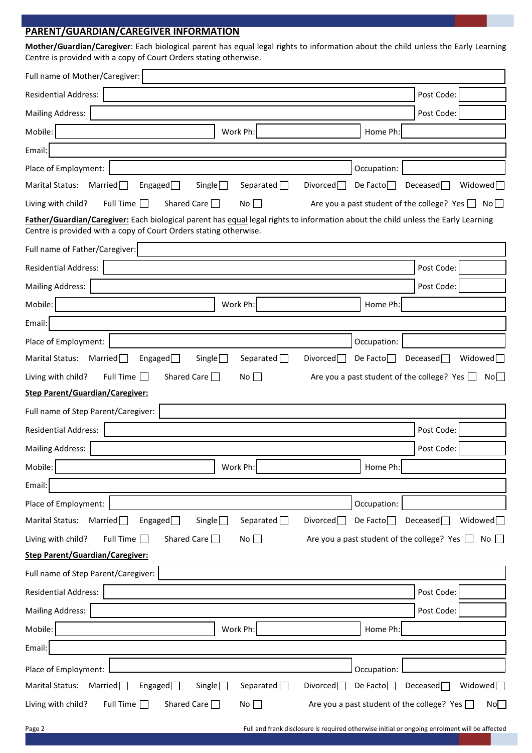## PARENT/GUARDIAN/CAREGIVER INFORMATION

**Mother/Guardian/Caregiver**: Each biological parent has equal legal rights to information about the child unless the Early Learning Centre is provided with a copy of Court Orders stating otherwise.

Full name of Mother/Caregiver:

Residential Address: Post Code:

Mailing Address: Post Code:

Mobile: Work Ph: Home Ph:

Email:

Place of Employment: Occupation:

Marital Status: Married ☐ Engaged ☐ Single ☐ Separated ☐ Divorced ☐ De Facto ☐ Deceased ☐ Widowed ☐

Living with child? Full Time ☐ Shared Care ☐ No ☐ Are you a past student of the college? Yes ☐ No ☐

**Father/Guardian/Caregiver:** Each biological parent has equal legal rights to information about the child unless the Early Learning Centre is provided with a copy of Court Orders stating otherwise.

Full name of Father/Caregiver:

Residential Address: Post Code:

Mailing Address: Post Code:

Mobile: Work Ph: Home Ph:

Email:

Place of Employment: Occupation:

Marital Status: Married ☐ Engaged ☐ Single ☐ Separated ☐ Divorced ☐ De Facto ☐ Deceased ☐ Widowed ☐

Living with child? Full Time ☐ Shared Care ☐ No ☐ Are you a past student of the college? Yes ☐ No ☐

**Step Parent/Guardian/Caregiver:**

Full name of Step Parent/Caregiver:

Residential Address: Post Code:

Mailing Address: Post Code:

Mobile: Work Ph: Home Ph:

Email:

Place of Employment: Occupation:

Marital Status: Married ☐ Engaged ☐ Single ☐ Separated ☐ Divorced ☐ De Facto ☐ Deceased ☐ Widowed ☐

Living with child? Full Time ☐ Shared Care ☐ No ☐ Are you a past student of the college? Yes ☐ No ☐

**Step Parent/Guardian/Caregiver:**

Full name of Step Parent/Caregiver:

Residential Address: Post Code:

Mailing Address: Post Code:

Mobile: Work Ph: Home Ph:

Email:

Place of Employment: Occupation:

Marital Status: Married ☐ Engaged ☐ Single ☐ Separated ☐ Divorced ☐ De Facto ☐ Deceased ☐ Widowed ☐

Living with child? Full Time ☐ Shared Care ☐ No ☐ Are you a past student of the college? Yes ☐ No ☐

Full and frank disclosure is required otherwise initial or ongoing enrolment will be affected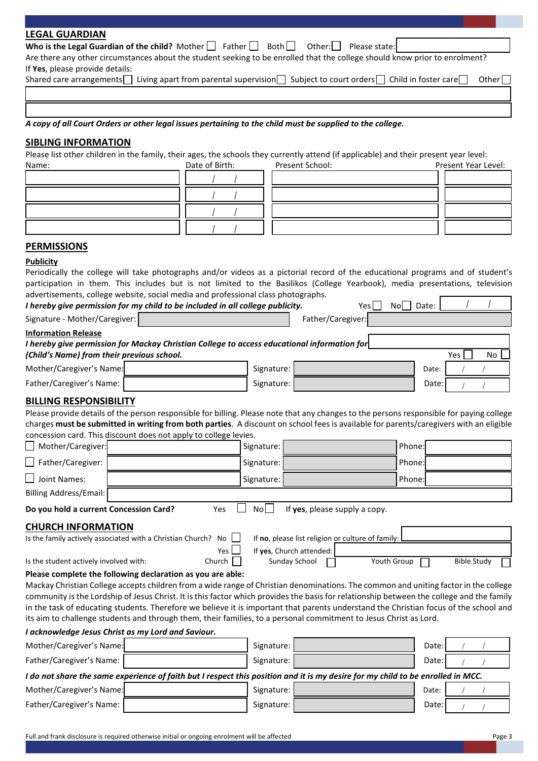## LEGAL GUARDIAN

**Who is the Legal Guardian of the child?** Mother ☐ Father ☐ Both ☐ Other: ☐ Please state: ________

Are there any other circumstances about the student seeking to be enrolled that the college should know prior to enrolment?

If **Yes**, please provide details:

Shared care arrangements ☐ Living apart from parental supervision ☐ Subject to court orders ☐ Child in foster care ☐ Other ☐

________

________

***A copy of all Court Orders or other legal issues pertaining to the child must be supplied to the college.***

## SIBLING INFORMATION

Please list other children in the family, their ages, the schools they currently attend (if applicable) and their present year level:

| Name: | Date of Birth: | Present School: | Present Year Level: |
|---|---|---|---|
| | / / | | |
| | / / | | |
| | / / | | |
| | / / | | |

## PERMISSIONS

**Publicity**

Periodically the college will take photographs and/or videos as a pictorial record of the educational programs and of student's participation in them. This includes but is not limited to the Basilikos (College Yearbook), media presentations, television advertisements, college website, social media and professional class photographs.

***I hereby give permission for my child to be included in all college publicity.*** Yes ☐ No ☐ Date: / /

Signature - Mother/Caregiver: ________ Father/Caregiver: ________

**Information Release**

***I hereby give permission for Mackay Christian College to access educational information for*** ________ ***(Child's Name) from their previous school.*** Yes ☐ No ☐

| | | | | | |
|---|---|---|---|---|---|
| Mother/Caregiver's Name: | | Signature: | | Date: | / / |
| Father/Caregiver's Name: | | Signature: | | Date: | / / |

## BILLING RESPONSIBILITY

Please provide details of the person responsible for billing. Please note that any changes to the persons responsible for paying college charges **must be submitted in writing from both parties**. A discount on school fees is available for parents/caregivers with an eligible concession card. This discount does not apply to college levies.

| | | | | | |
|---|---|---|---|---|---|
| ☐ Mother/Caregiver: | | Signature: | | Phone: | |
| ☐ Father/Caregiver: | | Signature: | | Phone: | |
| ☐ Joint Names: | | Signature: | | Phone: | |

Billing Address/Email: ________

**Do you hold a current Concession Card?** Yes ☐ No ☐ If **yes**, please supply a copy.

## CHURCH INFORMATION

Is the family actively associated with a Christian Church? No ☐ If **no**, please list religion or culture of family: ________

Yes ☐ If **yes**, Church attended: ________

Is the student actively involved with: Church ☐ Sunday School ☐ Youth Group ☐ Bible Study ☐

**Please complete the following declaration as you are able:**

Mackay Christian College accepts children from a wide range of Christian denominations. The common and uniting factor in the college community is the Lordship of Jesus Christ. It is this factor which provides the basis for relationship between the college and the family in the task of educating students. Therefore we believe it is important that parents understand the Christian focus of the school and its aim to challenge students and through them, their families, to a personal commitment to Jesus Christ as Lord.

***I acknowledge Jesus Christ as my Lord and Saviour.***

| | | | | | |
|---|---|---|---|---|---|
| Mother/Caregiver's Name: | | Signature: | | Date: | / / |
| Father/Caregiver's Name: | | Signature: | | Date: | / / |

***I do not share the same experience of faith but I respect this position and it is my desire for my child to be enrolled in MCC.***

| | | | | | |
|---|---|---|---|---|---|
| Mother/Caregiver's Name: | | Signature: | | Date: | / / |
| Father/Caregiver's Name: | | Signature: | | Date: | / / |

Full and frank disclosure is required otherwise initial or ongoing enrolment will be affected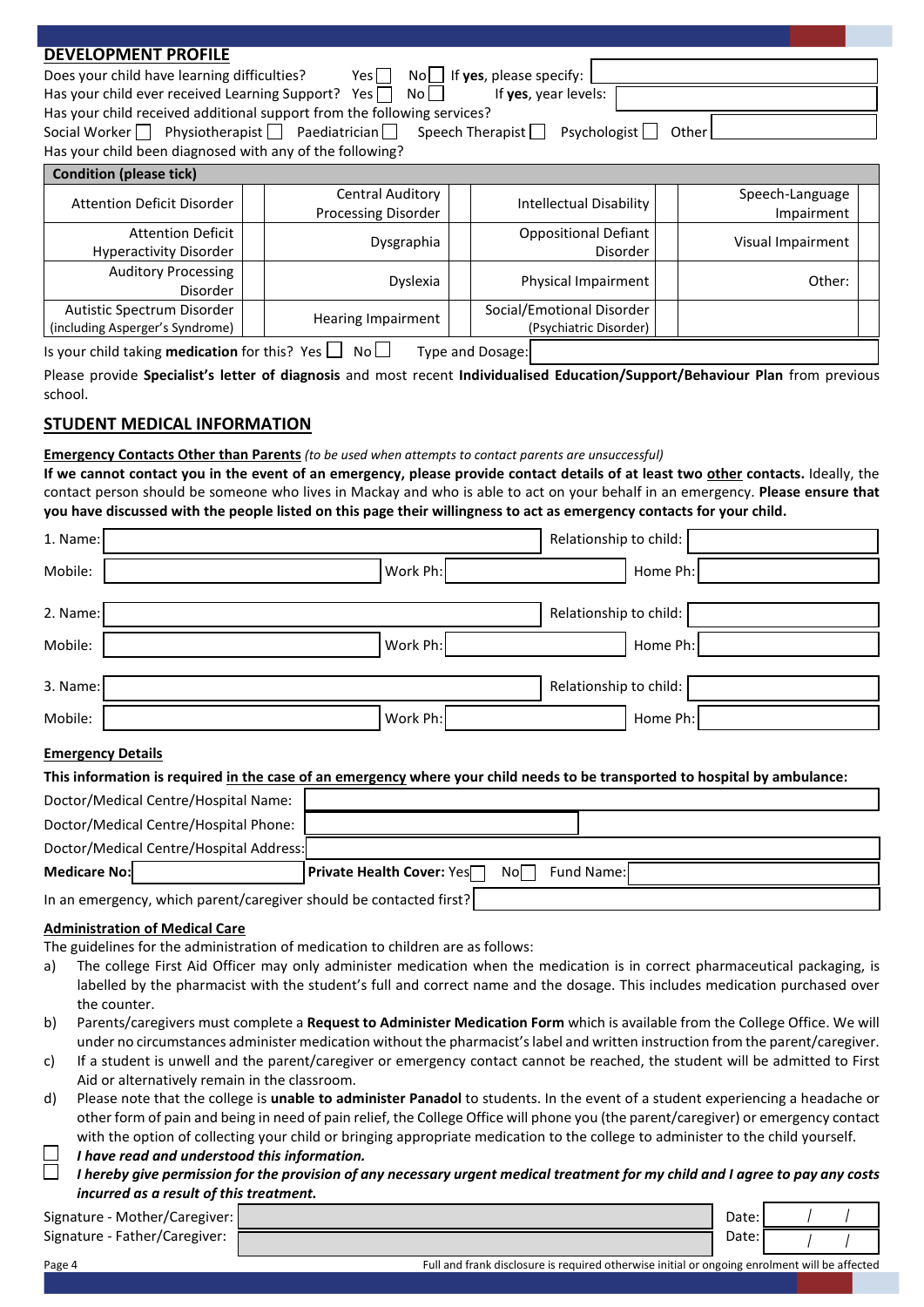## DEVELOPMENT PROFILE

Does your child have learning difficulties? Yes ☐ No ☐ If **yes**, please specify: ____________

Has your child ever received Learning Support? Yes ☐ No ☐ If **yes**, year levels: ____________

Has your child received additional support from the following services?

Social Worker ☐ Physiotherapist ☐ Paediatrician ☐ Speech Therapist ☐ Psychologist ☐ Other ____________

Has your child been diagnosed with any of the following?

| Condition (please tick) | | | | | | | |
|---|---|---|---|---|---|---|---|
| Attention Deficit Disorder | | Central Auditory Processing Disorder | | Intellectual Disability | | Speech-Language Impairment | |
| Attention Deficit Hyperactivity Disorder | | Dysgraphia | | Oppositional Defiant Disorder | | Visual Impairment | |
| Auditory Processing Disorder | | Dyslexia | | Physical Impairment | | Other: | |
| Autistic Spectrum Disorder (including Asperger's Syndrome) | | Hearing Impairment | | Social/Emotional Disorder (Psychiatric Disorder) | | | |

Is your child taking **medication** for this? Yes ☐ No ☐ Type and Dosage: ____________

Please provide **Specialist's letter of diagnosis** and most recent **Individualised Education/Support/Behaviour Plan** from previous school.

## STUDENT MEDICAL INFORMATION

**Emergency Contacts Other than Parents** *(to be used when attempts to contact parents are unsuccessful)*

**If we cannot contact you in the event of an emergency, please provide contact details of at least two other contacts.** Ideally, the contact person should be someone who lives in Mackay and who is able to act on your behalf in an emergency. **Please ensure that you have discussed with the people listed on this page their willingness to act as emergency contacts for your child.**

1. Name: ____________ Relationship to child: ____________
   Mobile: ____________ Work Ph: ____________ Home Ph: ____________

2. Name: ____________ Relationship to child: ____________
   Mobile: ____________ Work Ph: ____________ Home Ph: ____________

3. Name: ____________ Relationship to child: ____________
   Mobile: ____________ Work Ph: ____________ Home Ph: ____________

**Emergency Details**

**This information is required in the case of an emergency where your child needs to be transported to hospital by ambulance:**

Doctor/Medical Centre/Hospital Name: ____________

Doctor/Medical Centre/Hospital Phone: ____________

Doctor/Medical Centre/Hospital Address: ____________

**Medicare No:** ____________ **Private Health Cover:** Yes ☐ No ☐ Fund Name: ____________

In an emergency, which parent/caregiver should be contacted first? ____________

**Administration of Medical Care**

The guidelines for the administration of medication to children are as follows:

a) The college First Aid Officer may only administer medication when the medication is in correct pharmaceutical packaging, is labelled by the pharmacist with the student's full and correct name and the dosage. This includes medication purchased over the counter.

b) Parents/caregivers must complete a **Request to Administer Medication Form** which is available from the College Office. We will under no circumstances administer medication without the pharmacist's label and written instruction from the parent/caregiver.

c) If a student is unwell and the parent/caregiver or emergency contact cannot be reached, the student will be admitted to First Aid or alternatively remain in the classroom.

d) Please note that the college is **unable to administer Panadol** to students. In the event of a student experiencing a headache or other form of pain and being in need of pain relief, the College Office will phone you (the parent/caregiver) or emergency contact with the option of collecting your child or bringing appropriate medication to the college to administer to the child yourself.

☐ ***I have read and understood this information.***

☐ ***I hereby give permission for the provision of any necessary urgent medical treatment for my child and I agree to pay any costs incurred as a result of this treatment.***

Signature - Mother/Caregiver: ____________ Date: / /

Signature - Father/Caregiver: ____________ Date: / /

Full and frank disclosure is required otherwise initial or ongoing enrolment will be affected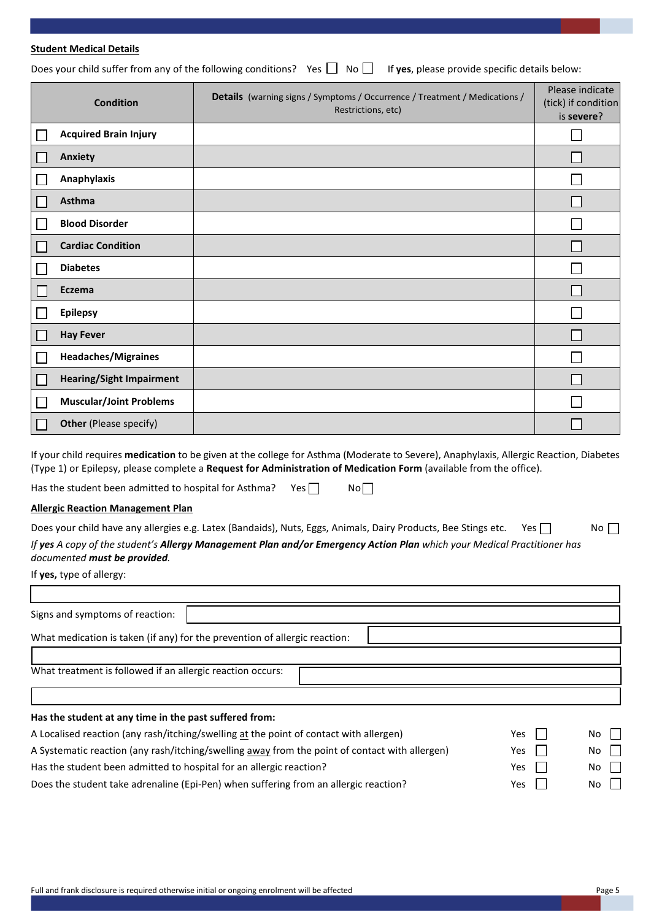**Student Medical Details**

Does your child suffer from any of the following conditions? Yes ☐ No ☐ If **yes**, please provide specific details below:

| Condition | **Details** (warning signs / Symptoms / Occurrence / Treatment / Medications / Restrictions, etc) | Please indicate (tick) if condition is **severe**? |
|---|---|---|
| ☐ **Acquired Brain Injury** | | ☐ |
| ☐ **Anxiety** | | ☐ |
| ☐ **Anaphylaxis** | | ☐ |
| ☐ **Asthma** | | ☐ |
| ☐ **Blood Disorder** | | ☐ |
| ☐ **Cardiac Condition** | | ☐ |
| ☐ **Diabetes** | | ☐ |
| ☐ **Eczema** | | ☐ |
| ☐ **Epilepsy** | | ☐ |
| ☐ **Hay Fever** | | ☐ |
| ☐ **Headaches/Migraines** | | ☐ |
| ☐ **Hearing/Sight Impairment** | | ☐ |
| ☐ **Muscular/Joint Problems** | | ☐ |
| ☐ **Other** (Please specify) | | ☐ |

If your child requires **medication** to be given at the college for Asthma (Moderate to Severe), Anaphylaxis, Allergic Reaction, Diabetes (Type 1) or Epilepsy, please complete a **Request for Administration of Medication Form** (available from the office).

Has the student been admitted to hospital for Asthma? Yes ☐ No ☐

**Allergic Reaction Management Plan**

Does your child have any allergies e.g. Latex (Bandaids), Nuts, Eggs, Animals, Dairy Products, Bee Stings etc. Yes ☐ No ☐

*If **yes** A copy of the student's **Allergy Management Plan and/or Emergency Action Plan** which your Medical Practitioner has documented **must be provided**.*

If **yes,** type of allergy:

Signs and symptoms of reaction:

What medication is taken (if any) for the prevention of allergic reaction:

What treatment is followed if an allergic reaction occurs:

**Has the student at any time in the past suffered from:**

| | | |
|---|---|---|
| A Localised reaction (any rash/itching/swelling at the point of contact with allergen) | Yes ☐ | No ☐ |
| A Systematic reaction (any rash/itching/swelling away from the point of contact with allergen) | Yes ☐ | No ☐ |
| Has the student been admitted to hospital for an allergic reaction? | Yes ☐ | No ☐ |
| Does the student take adrenaline (Epi-Pen) when suffering from an allergic reaction? | Yes ☐ | No ☐ |

Full and frank disclosure is required otherwise initial or ongoing enrolment will be affected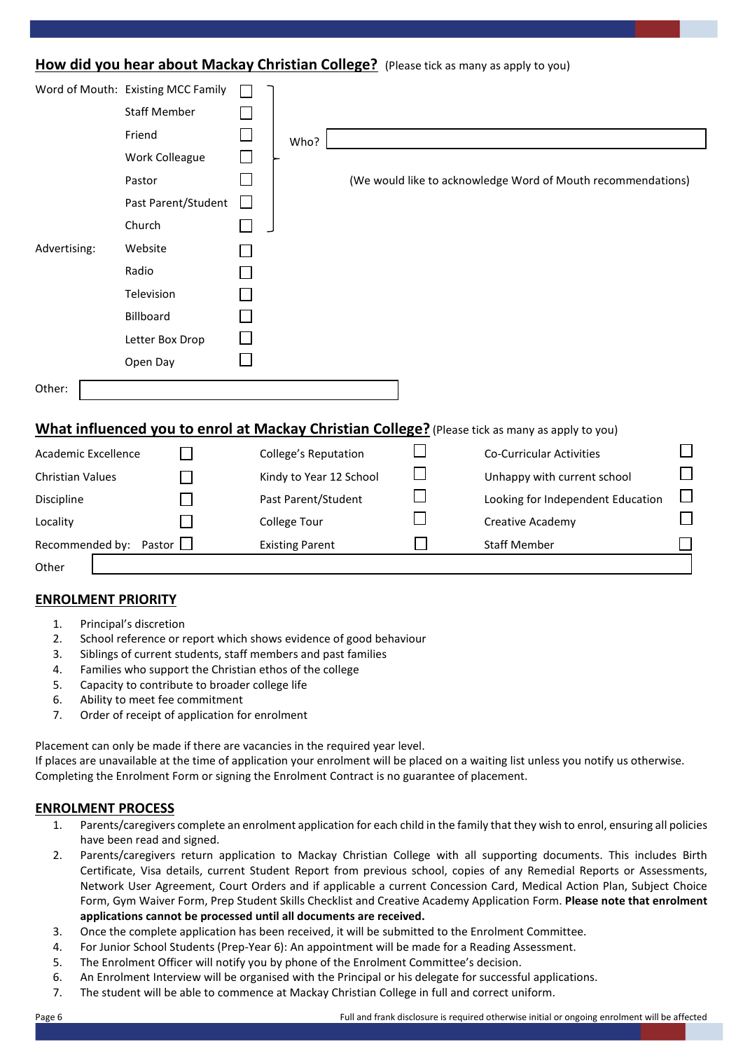## How did you hear about Mackay Christian College? (Please tick as many as apply to you)

Word of Mouth:
- Existing MCC Family ☐
- Staff Member ☐
- Friend ☐
- Work Colleague ☐
- Pastor ☐
- Past Parent/Student ☐
- Church ☐

Who? ____________________

(We would like to acknowledge Word of Mouth recommendations)

Advertising:
- Website ☐
- Radio ☐
- Television ☐
- Billboard ☐
- Letter Box Drop ☐
- Open Day ☐

Other: ____________________

## What influenced you to enrol at Mackay Christian College? (Please tick as many as apply to you)

| | | | | | |
|---|---|---|---|---|---|
| Academic Excellence | ☐ | College's Reputation | ☐ | Co-Curricular Activities | ☐ |
| Christian Values | ☐ | Kindy to Year 12 School | ☐ | Unhappy with current school | ☐ |
| Discipline | ☐ | Past Parent/Student | ☐ | Looking for Independent Education | ☐ |
| Locality | ☐ | College Tour | ☐ | Creative Academy | ☐ |
| Recommended by: Pastor | ☐ | Existing Parent | ☐ | Staff Member | ☐ |

Other ____________________

## ENROLMENT PRIORITY

1. Principal's discretion
2. School reference or report which shows evidence of good behaviour
3. Siblings of current students, staff members and past families
4. Families who support the Christian ethos of the college
5. Capacity to contribute to broader college life
6. Ability to meet fee commitment
7. Order of receipt of application for enrolment

Placement can only be made if there are vacancies in the required year level.
If places are unavailable at the time of application your enrolment will be placed on a waiting list unless you notify us otherwise.
Completing the Enrolment Form or signing the Enrolment Contract is no guarantee of placement.

## ENROLMENT PROCESS

1. Parents/caregivers complete an enrolment application for each child in the family that they wish to enrol, ensuring all policies have been read and signed.
2. Parents/caregivers return application to Mackay Christian College with all supporting documents. This includes Birth Certificate, Visa details, current Student Report from previous school, copies of any Remedial Reports or Assessments, Network User Agreement, Court Orders and if applicable a current Concession Card, Medical Action Plan, Subject Choice Form, Gym Waiver Form, Prep Student Skills Checklist and Creative Academy Application Form. **Please note that enrolment applications cannot be processed until all documents are received.**
3. Once the complete application has been received, it will be submitted to the Enrolment Committee.
4. For Junior School Students (Prep-Year 6): An appointment will be made for a Reading Assessment.
5. The Enrolment Officer will notify you by phone of the Enrolment Committee's decision.
6. An Enrolment Interview will be organised with the Principal or his delegate for successful applications.
7. The student will be able to commence at Mackay Christian College in full and correct uniform.

Full and frank disclosure is required otherwise initial or ongoing enrolment will be affected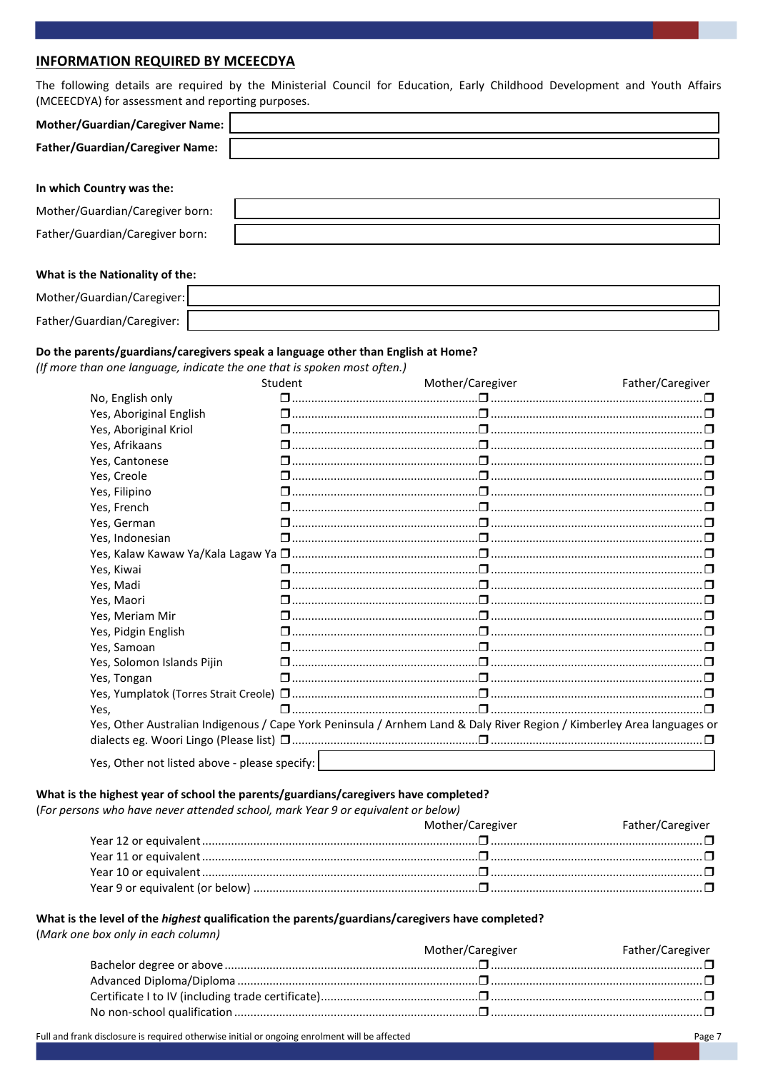## INFORMATION REQUIRED BY MCEECDYA

The following details are required by the Ministerial Council for Education, Early Childhood Development and Youth Affairs (MCEECDYA) for assessment and reporting purposes.

| | |
|---|---|
| **Mother/Guardian/Caregiver Name:** | |
| **Father/Guardian/Caregiver Name:** | |

**In which Country was the:**

| | |
|---|---|
| Mother/Guardian/Caregiver born: | |
| Father/Guardian/Caregiver born: | |

**What is the Nationality of the:**

| | |
|---|---|
| Mother/Guardian/Caregiver: | |
| Father/Guardian/Caregiver: | |

**Do the parents/guardians/caregivers speak a language other than English at Home?**
*(If more than one language, indicate the one that is spoken most often.)*

| | Student | Mother/Caregiver | Father/Caregiver |
|---|---|---|---|
| No, English only | ❒ | ❒ | ❒ |
| Yes, Aboriginal English | ❒ | ❒ | ❒ |
| Yes, Aboriginal Kriol | ❒ | ❒ | ❒ |
| Yes, Afrikaans | ❒ | ❒ | ❒ |
| Yes, Cantonese | ❒ | ❒ | ❒ |
| Yes, Creole | ❒ | ❒ | ❒ |
| Yes, Filipino | ❒ | ❒ | ❒ |
| Yes, French | ❒ | ❒ | ❒ |
| Yes, German | ❒ | ❒ | ❒ |
| Yes, Indonesian | ❒ | ❒ | ❒ |
| Yes, Kalaw Kawaw Ya/Kala Lagaw Ya | ❒ | ❒ | ❒ |
| Yes, Kiwai | ❒ | ❒ | ❒ |
| Yes, Madi | ❒ | ❒ | ❒ |
| Yes, Maori | ❒ | ❒ | ❒ |
| Yes, Meriam Mir | ❒ | ❒ | ❒ |
| Yes, Pidgin English | ❒ | ❒ | ❒ |
| Yes, Samoan | ❒ | ❒ | ❒ |
| Yes, Solomon Islands Pijin | ❒ | ❒ | ❒ |
| Yes, Tongan | ❒ | ❒ | ❒ |
| Yes, Yumplatok (Torres Strait Creole) | ❒ | ❒ | ❒ |
| Yes, | ❒ | ❒ | ❒ |
| Yes, Other Australian Indigenous / Cape York Peninsula / Arnhem Land & Daly River Region / Kimberley Area languages or dialects eg. Woori Lingo (Please list) | ❒ | ❒ | ❒ |

Yes, Other not listed above - please specify: ____________________

**What is the highest year of school the parents/guardians/caregivers have completed?**
(*For persons who have never attended school, mark Year 9 or equivalent or below*)

| | Mother/Caregiver | Father/Caregiver |
|---|---|---|
| Year 12 or equivalent | ❒ | ❒ |
| Year 11 or equivalent | ❒ | ❒ |
| Year 10 or equivalent | ❒ | ❒ |
| Year 9 or equivalent (or below) | ❒ | ❒ |

**What is the level of the *highest* qualification the parents/guardians/caregivers have completed?**
(*Mark one box only in each column*)

| | Mother/Caregiver | Father/Caregiver |
|---|---|---|
| Bachelor degree or above | ❒ | ❒ |
| Advanced Diploma/Diploma | ❒ | ❒ |
| Certificate I to IV (including trade certificate) | ❒ | ❒ |
| No non-school qualification | ❒ | ❒ |

Full and frank disclosure is required otherwise initial or ongoing enrolment will be affected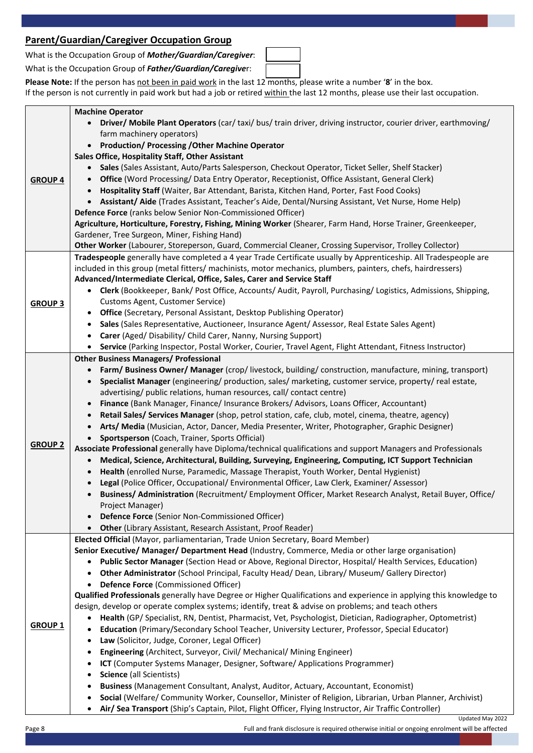## Parent/Guardian/Caregiver Occupation Group

What is the Occupation Group of ***Mother/Guardian/Caregiver***:

What is the Occupation Group of ***Father/Guardian/Caregiver***:

**Please Note:** If the person has not been in paid work in the last 12 months, please write a number '**8**' in the box.
If the person is not currently in paid work but had a job or retired within the last 12 months, please use their last occupation.

| | |
|---|---|
| **GROUP 4** | **Machine Operator**<br>• **Driver/ Mobile Plant Operators** (car/ taxi/ bus/ train driver, driving instructor, courier driver, earthmoving/ farm machinery operators)<br>• **Production/ Processing /Other Machine Operator**<br>**Sales Office, Hospitality Staff, Other Assistant**<br>• **Sales** (Sales Assistant, Auto/Parts Salesperson, Checkout Operator, Ticket Seller, Shelf Stacker)<br>• **Office** (Word Processing/ Data Entry Operator, Receptionist, Office Assistant, General Clerk)<br>• **Hospitality Staff** (Waiter, Bar Attendant, Barista, Kitchen Hand, Porter, Fast Food Cooks)<br>• **Assistant/ Aide** (Trades Assistant, Teacher's Aide, Dental/Nursing Assistant, Vet Nurse, Home Help)<br>**Defence Force** (ranks below Senior Non-Commissioned Officer)<br>**Agriculture, Horticulture, Forestry, Fishing, Mining Worker** (Shearer, Farm Hand, Horse Trainer, Greenkeeper, Gardener, Tree Surgeon, Miner, Fishing Hand)<br>**Other Worker** (Labourer, Storeperson, Guard, Commercial Cleaner, Crossing Supervisor, Trolley Collector) |
| **GROUP 3** | **Tradespeople** generally have completed a 4 year Trade Certificate usually by Apprenticeship. All Tradespeople are included in this group (metal fitters/ machinists, motor mechanics, plumbers, painters, chefs, hairdressers)<br>**Advanced/Intermediate Clerical, Office, Sales, Carer and Service Staff**<br>• **Clerk** (Bookkeeper, Bank/ Post Office, Accounts/ Audit, Payroll, Purchasing/ Logistics, Admissions, Shipping, Customs Agent, Customer Service)<br>• **Office** (Secretary, Personal Assistant, Desktop Publishing Operator)<br>• **Sales** (Sales Representative, Auctioneer, Insurance Agent/ Assessor, Real Estate Sales Agent)<br>• **Carer** (Aged/ Disability/ Child Carer, Nanny, Nursing Support)<br>• **Service** (Parking Inspector, Postal Worker, Courier, Travel Agent, Flight Attendant, Fitness Instructor) |
| **GROUP 2** | **Other Business Managers/ Professional**<br>• **Farm/ Business Owner/ Manager** (crop/ livestock, building/ construction, manufacture, mining, transport)<br>• **Specialist Manager** (engineering/ production, sales/ marketing, customer service, property/ real estate, advertising/ public relations, human resources, call/ contact centre)<br>• **Finance** (Bank Manager, Finance/ Insurance Brokers/ Advisors, Loans Officer, Accountant)<br>• **Retail Sales/ Services Manager** (shop, petrol station, cafe, club, motel, cinema, theatre, agency)<br>• **Arts/ Media** (Musician, Actor, Dancer, Media Presenter, Writer, Photographer, Graphic Designer)<br>• **Sportsperson** (Coach, Trainer, Sports Official)<br>**Associate Professional** generally have Diploma/technical qualifications and support Managers and Professionals<br>• **Medical, Science, Architectural, Building, Surveying, Engineering, Computing, ICT Support Technician**<br>• **Health** (enrolled Nurse, Paramedic, Massage Therapist, Youth Worker, Dental Hygienist)<br>• **Legal** (Police Officer, Occupational/ Environmental Officer, Law Clerk, Examiner/ Assessor)<br>• **Business/ Administration** (Recruitment/ Employment Officer, Market Research Analyst, Retail Buyer, Office/ Project Manager)<br>• **Defence Force** (Senior Non-Commissioned Officer)<br>• **Other** (Library Assistant, Research Assistant, Proof Reader) |
| **GROUP 1** | **Elected Official** (Mayor, parliamentarian, Trade Union Secretary, Board Member)<br>**Senior Executive/ Manager/ Department Head** (Industry, Commerce, Media or other large organisation)<br>• **Public Sector Manager** (Section Head or Above, Regional Director, Hospital/ Health Services, Education)<br>• **Other Administrator** (School Principal, Faculty Head/ Dean, Library/ Museum/ Gallery Director)<br>• **Defence Force** (Commissioned Officer)<br>**Qualified Professionals** generally have Degree or Higher Qualifications and experience in applying this knowledge to design, develop or operate complex systems; identify, treat & advise on problems; and teach others<br>• **Health** (GP/ Specialist, RN, Dentist, Pharmacist, Vet, Psychologist, Dietician, Radiographer, Optometrist)<br>• **Education** (Primary/Secondary School Teacher, University Lecturer, Professor, Special Educator)<br>• **Law** (Solicitor, Judge, Coroner, Legal Officer)<br>• **Engineering** (Architect, Surveyor, Civil/ Mechanical/ Mining Engineer)<br>• **ICT** (Computer Systems Manager, Designer, Software/ Applications Programmer)<br>• **Science** (all Scientists)<br>• **Business** (Management Consultant, Analyst, Auditor, Actuary, Accountant, Economist)<br>• **Social** (Welfare/ Community Worker, Counsellor, Minister of Religion, Librarian, Urban Planner, Archivist)<br>• **Air/ Sea Transport** (Ship's Captain, Pilot, Flight Officer, Flying Instructor, Air Traffic Controller) |

Updated May 2022

Full and frank disclosure is required otherwise initial or ongoing enrolment will be affected